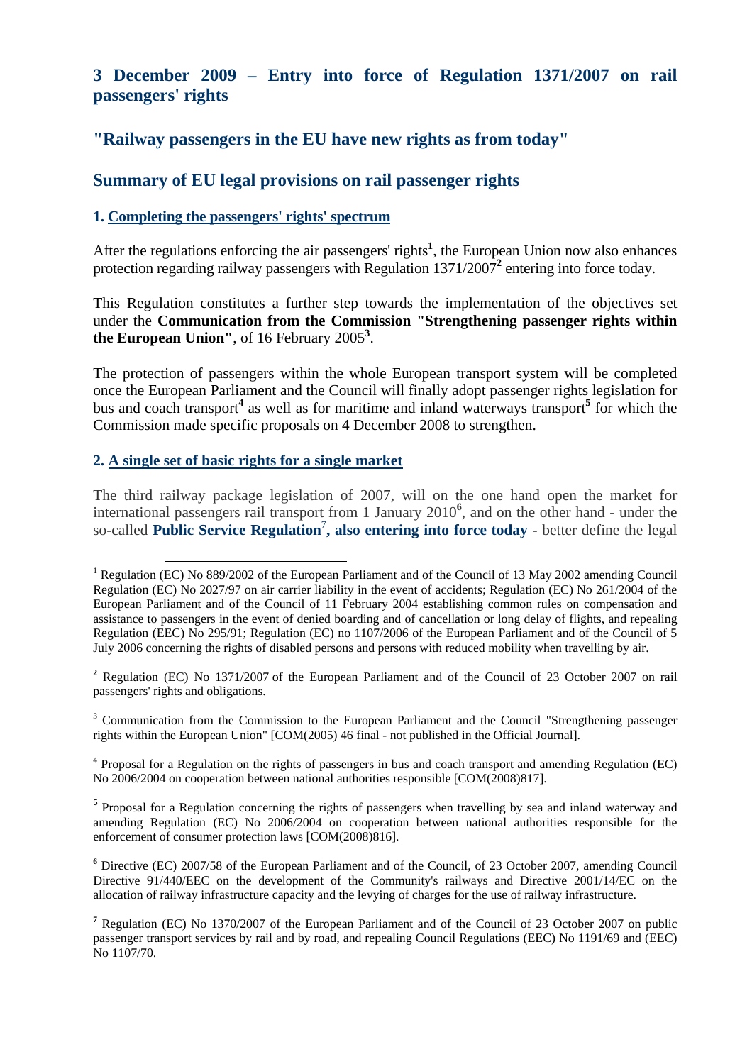## 3 December 2009 – Entry into force of Regulation 1371/2007 on rail passengers' rights

## "Railway passengers in the EU have new rights as from today"

## Summary of EU legal provisions on rail passenger rights

### 1. Completing the passengers' rights' spectrum

After the regulations enforcing the air passengers' rights[1], the European Union now also enhances protection regarding railway passengers with Regulation 1371/2007[2] entering into force today.

This Regulation constitutes a further step towards the implementation of the objectives set under the **Communication from the Commission "Strengthening passenger rights within the European Union"**, of 16 February 2005[3].

The protection of passengers within the whole European transport system will be completed once the European Parliament and the Council will finally adopt passenger rights legislation for bus and coach transport[4] as well as for maritime and inland waterways transport[5] for which the Commission made specific proposals on 4 December 2008 to strengthen.

### 2. A single set of basic rights for a single market

The third railway package legislation of 2007, will on the one hand open the market for international passengers rail transport from 1 January 2010[6], and on the other hand - under the so-called **Public Service Regulation**[7]**, also entering into force today** - better define the legal

---

[1] Regulation (EC) No 889/2002 of the European Parliament and of the Council of 13 May 2002 amending Council Regulation (EC) No 2027/97 on air carrier liability in the event of accidents; Regulation (EC) No 261/2004 of the European Parliament and of the Council of 11 February 2004 establishing common rules on compensation and assistance to passengers in the event of denied boarding and of cancellation or long delay of flights, and repealing Regulation (EEC) No 295/91; Regulation (EC) no 1107/2006 of the European Parliament and of the Council of 5 July 2006 concerning the rights of disabled persons and persons with reduced mobility when travelling by air.

[2] Regulation (EC) No 1371/2007 of the European Parliament and of the Council of 23 October 2007 on rail passengers' rights and obligations.

[3] Communication from the Commission to the European Parliament and the Council "Strengthening passenger rights within the European Union" [COM(2005) 46 final - not published in the Official Journal].

[4] Proposal for a Regulation on the rights of passengers in bus and coach transport and amending Regulation (EC) No 2006/2004 on cooperation between national authorities responsible [COM(2008)817].

[5] Proposal for a Regulation concerning the rights of passengers when travelling by sea and inland waterway and amending Regulation (EC) No 2006/2004 on cooperation between national authorities responsible for the enforcement of consumer protection laws [COM(2008)816].

[6] Directive (EC) 2007/58 of the European Parliament and of the Council, of 23 October 2007, amending Council Directive 91/440/EEC on the development of the Community's railways and Directive 2001/14/EC on the allocation of railway infrastructure capacity and the levying of charges for the use of railway infrastructure.

[7] Regulation (EC) No 1370/2007 of the European Parliament and of the Council of 23 October 2007 on public passenger transport services by rail and by road, and repealing Council Regulations (EEC) No 1191/69 and (EEC) No 1107/70.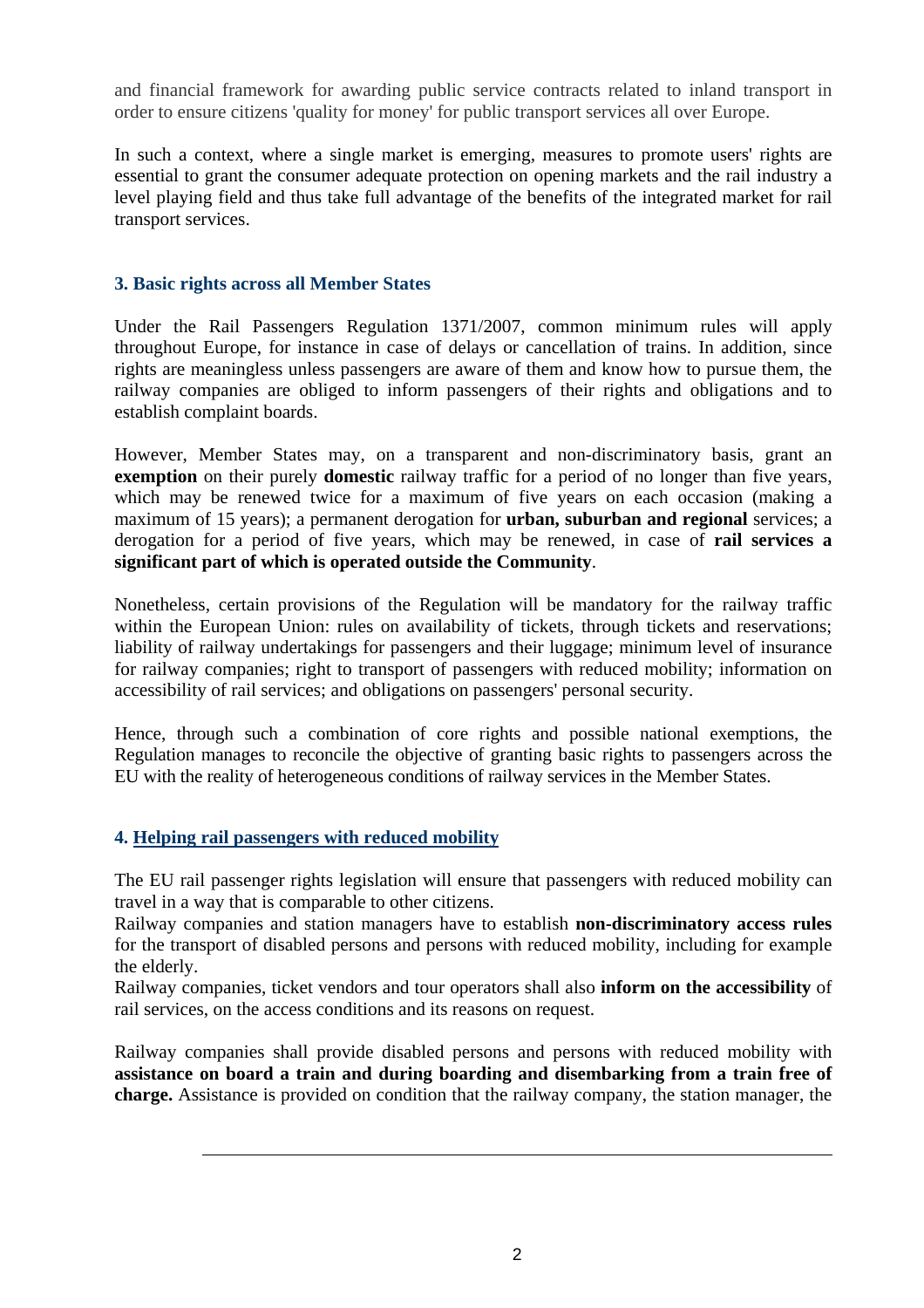and financial framework for awarding public service contracts related to inland transport in order to ensure citizens 'quality for money' for public transport services all over Europe.

In such a context, where a single market is emerging, measures to promote users' rights are essential to grant the consumer adequate protection on opening markets and the rail industry a level playing field and thus take full advantage of the benefits of the integrated market for rail transport services.

### 3. Basic rights across all Member States

Under the Rail Passengers Regulation 1371/2007, common minimum rules will apply throughout Europe, for instance in case of delays or cancellation of trains. In addition, since rights are meaningless unless passengers are aware of them and know how to pursue them, the railway companies are obliged to inform passengers of their rights and obligations and to establish complaint boards.

However, Member States may, on a transparent and non-discriminatory basis, grant an **exemption** on their purely **domestic** railway traffic for a period of no longer than five years, which may be renewed twice for a maximum of five years on each occasion (making a maximum of 15 years); a permanent derogation for **urban, suburban and regional** services; a derogation for a period of five years, which may be renewed, in case of **rail services a significant part of which is operated outside the Community**.

Nonetheless, certain provisions of the Regulation will be mandatory for the railway traffic within the European Union: rules on availability of tickets, through tickets and reservations; liability of railway undertakings for passengers and their luggage; minimum level of insurance for railway companies; right to transport of passengers with reduced mobility; information on accessibility of rail services; and obligations on passengers' personal security.

Hence, through such a combination of core rights and possible national exemptions, the Regulation manages to reconcile the objective of granting basic rights to passengers across the EU with the reality of heterogeneous conditions of railway services in the Member States.

### 4. Helping rail passengers with reduced mobility

The EU rail passenger rights legislation will ensure that passengers with reduced mobility can travel in a way that is comparable to other citizens.
Railway companies and station managers have to establish **non-discriminatory access rules** for the transport of disabled persons and persons with reduced mobility, including for example the elderly.
Railway companies, ticket vendors and tour operators shall also **inform on the accessibility** of rail services, on the access conditions and its reasons on request.

Railway companies shall provide disabled persons and persons with reduced mobility with **assistance on board a train and during boarding and disembarking from a train free of charge.** Assistance is provided on condition that the railway company, the station manager, the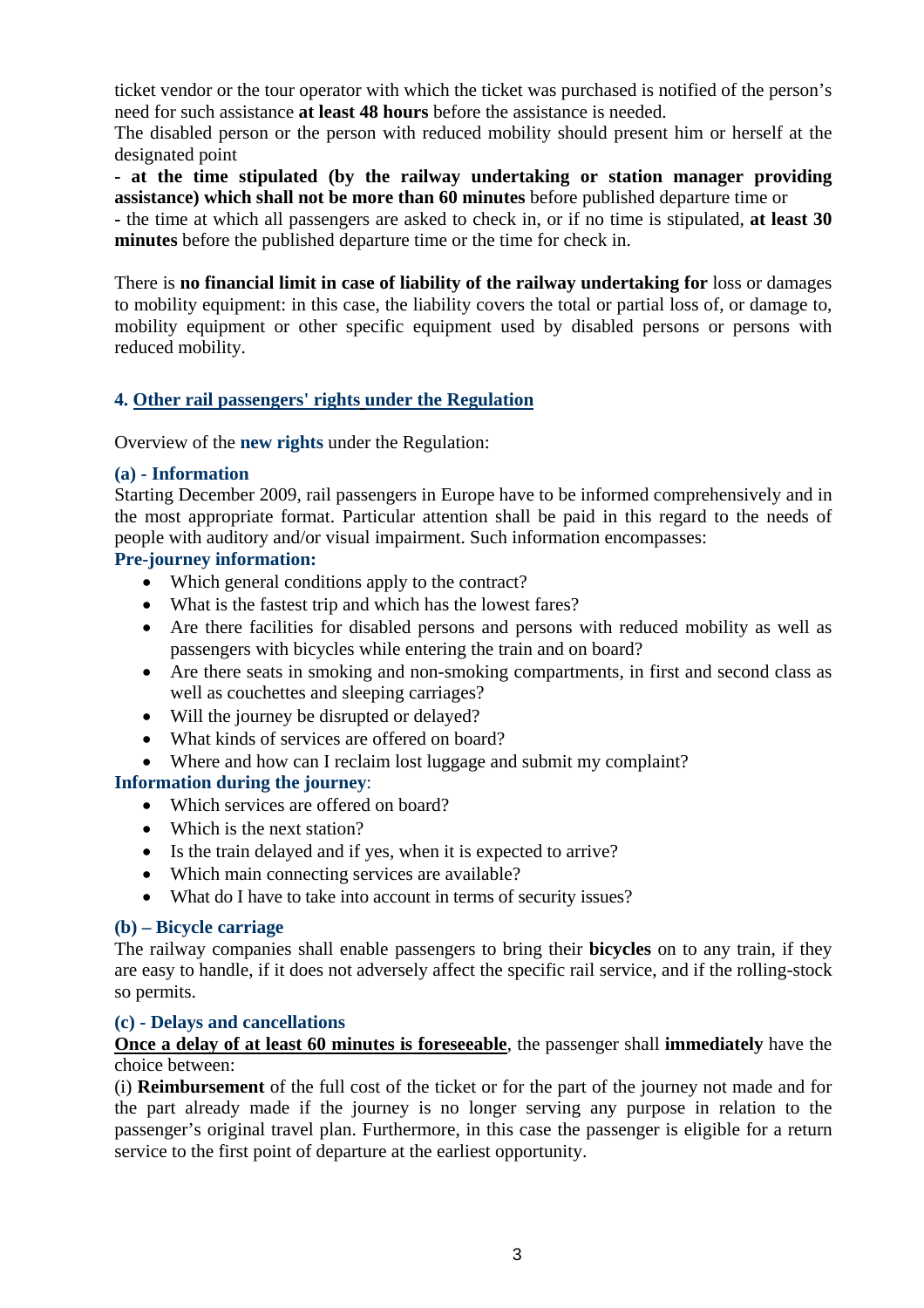ticket vendor or the tour operator with which the ticket was purchased is notified of the person's need for such assistance **at least 48 hours** before the assistance is needed.

The disabled person or the person with reduced mobility should present him or herself at the designated point

**- at the time stipulated (by the railway undertaking or station manager providing assistance) which shall not be more than 60 minutes** before published departure time or

**-** the time at which all passengers are asked to check in, or if no time is stipulated, **at least 30 minutes** before the published departure time or the time for check in.

There is **no financial limit in case of liability of the railway undertaking for** loss or damages to mobility equipment: in this case, the liability covers the total or partial loss of, or damage to, mobility equipment or other specific equipment used by disabled persons or persons with reduced mobility.

## 4. Other rail passengers' rights under the Regulation

Overview of the **new rights** under the Regulation:

### (a) - Information

Starting December 2009, rail passengers in Europe have to be informed comprehensively and in the most appropriate format. Particular attention shall be paid in this regard to the needs of people with auditory and/or visual impairment. Such information encompasses:

**Pre-journey information:**

- Which general conditions apply to the contract?
- What is the fastest trip and which has the lowest fares?
- Are there facilities for disabled persons and persons with reduced mobility as well as passengers with bicycles while entering the train and on board?
- Are there seats in smoking and non-smoking compartments, in first and second class as well as couchettes and sleeping carriages?
- Will the journey be disrupted or delayed?
- What kinds of services are offered on board?
- Where and how can I reclaim lost luggage and submit my complaint?

**Information during the journey**:

- Which services are offered on board?
- Which is the next station?
- Is the train delayed and if yes, when it is expected to arrive?
- Which main connecting services are available?
- What do I have to take into account in terms of security issues?

### (b) – Bicycle carriage

The railway companies shall enable passengers to bring their **bicycles** on to any train, if they are easy to handle, if it does not adversely affect the specific rail service, and if the rolling-stock so permits.

### (c) - Delays and cancellations

**Once a delay of at least 60 minutes is foreseeable**, the passenger shall **immediately** have the choice between:

(i) **Reimbursement** of the full cost of the ticket or for the part of the journey not made and for the part already made if the journey is no longer serving any purpose in relation to the passenger's original travel plan. Furthermore, in this case the passenger is eligible for a return service to the first point of departure at the earliest opportunity.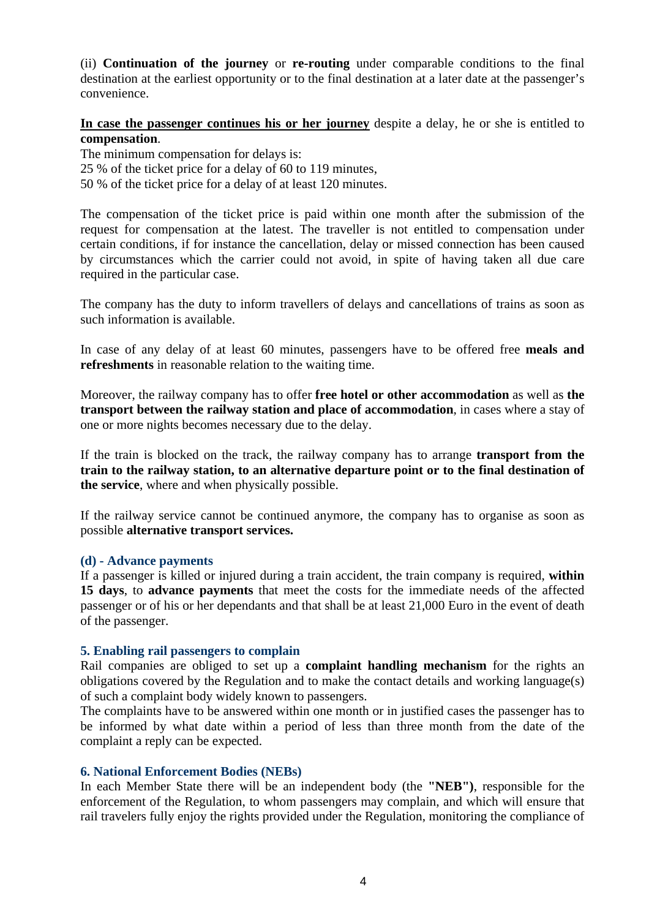(ii) **Continuation of the journey** or **re-routing** under comparable conditions to the final destination at the earliest opportunity or to the final destination at a later date at the passenger's convenience.

**In case the passenger continues his or her journey** despite a delay, he or she is entitled to **compensation**.
The minimum compensation for delays is:
25 % of the ticket price for a delay of 60 to 119 minutes,
50 % of the ticket price for a delay of at least 120 minutes.

The compensation of the ticket price is paid within one month after the submission of the request for compensation at the latest. The traveller is not entitled to compensation under certain conditions, if for instance the cancellation, delay or missed connection has been caused by circumstances which the carrier could not avoid, in spite of having taken all due care required in the particular case.

The company has the duty to inform travellers of delays and cancellations of trains as soon as such information is available.

In case of any delay of at least 60 minutes, passengers have to be offered free **meals and refreshments** in reasonable relation to the waiting time.

Moreover, the railway company has to offer **free hotel or other accommodation** as well as **the transport between the railway station and place of accommodation**, in cases where a stay of one or more nights becomes necessary due to the delay.

If the train is blocked on the track, the railway company has to arrange **transport from the train to the railway station, to an alternative departure point or to the final destination of the service**, where and when physically possible.

If the railway service cannot be continued anymore, the company has to organise as soon as possible **alternative transport services.**

### (d) - Advance payments

If a passenger is killed or injured during a train accident, the train company is required, **within 15 days**, to **advance payments** that meet the costs for the immediate needs of the affected passenger or of his or her dependants and that shall be at least 21,000 Euro in the event of death of the passenger.

## 5. Enabling rail passengers to complain

Rail companies are obliged to set up a **complaint handling mechanism** for the rights an obligations covered by the Regulation and to make the contact details and working language(s) of such a complaint body widely known to passengers.
The complaints have to be answered within one month or in justified cases the passenger has to be informed by what date within a period of less than three month from the date of the complaint a reply can be expected.

## 6. National Enforcement Bodies (NEBs)

In each Member State there will be an independent body (the **"NEB")**, responsible for the enforcement of the Regulation, to whom passengers may complain, and which will ensure that rail travelers fully enjoy the rights provided under the Regulation, monitoring the compliance of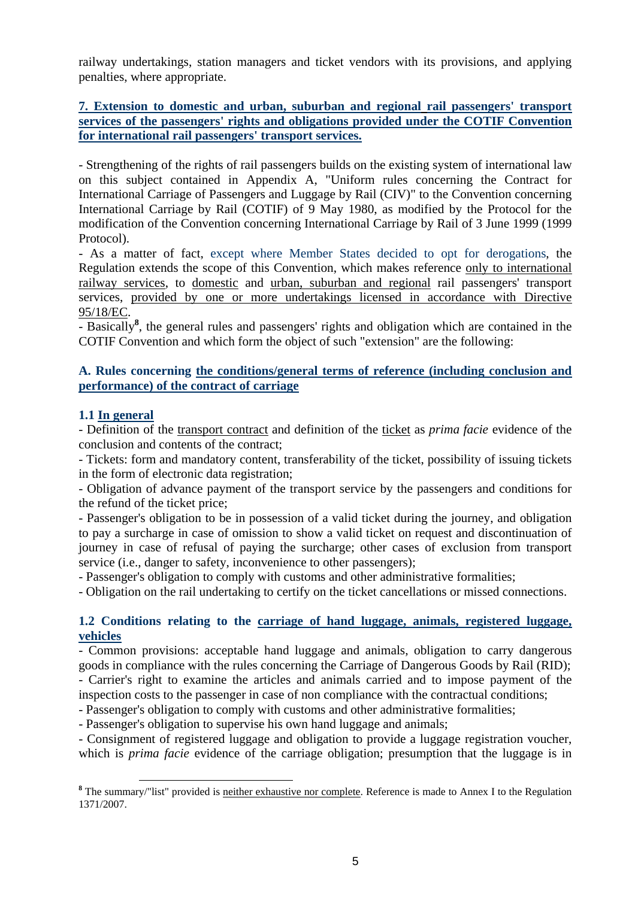railway undertakings, station managers and ticket vendors with its provisions, and applying penalties, where appropriate.

## 7. Extension to domestic and urban, suburban and regional rail passengers' transport services of the passengers' rights and obligations provided under the COTIF Convention for international rail passengers' transport services.

- Strengthening of the rights of rail passengers builds on the existing system of international law on this subject contained in Appendix A, "Uniform rules concerning the Contract for International Carriage of Passengers and Luggage by Rail (CIV)" to the Convention concerning International Carriage by Rail (COTIF) of 9 May 1980, as modified by the Protocol for the modification of the Convention concerning International Carriage by Rail of 3 June 1999 (1999 Protocol).
- As a matter of fact, except where Member States decided to opt for derogations, the Regulation extends the scope of this Convention, which makes reference only to international railway services, to domestic and urban, suburban and regional rail passengers' transport services, provided by one or more undertakings licensed in accordance with Directive 95/18/EC.
- Basically[8], the general rules and passengers' rights and obligation which are contained in the COTIF Convention and which form the object of such "extension" are the following:

### A. Rules concerning the conditions/general terms of reference (including conclusion and performance) of the contract of carriage

#### 1.1 In general

- Definition of the transport contract and definition of the ticket as *prima facie* evidence of the conclusion and contents of the contract;
- Tickets: form and mandatory content, transferability of the ticket, possibility of issuing tickets in the form of electronic data registration;
- Obligation of advance payment of the transport service by the passengers and conditions for the refund of the ticket price;
- Passenger's obligation to be in possession of a valid ticket during the journey, and obligation to pay a surcharge in case of omission to show a valid ticket on request and discontinuation of journey in case of refusal of paying the surcharge; other cases of exclusion from transport service (i.e., danger to safety, inconvenience to other passengers);
- Passenger's obligation to comply with customs and other administrative formalities;
- Obligation on the rail undertaking to certify on the ticket cancellations or missed connections.

#### 1.2 Conditions relating to the carriage of hand luggage, animals, registered luggage, vehicles

- Common provisions: acceptable hand luggage and animals, obligation to carry dangerous goods in compliance with the rules concerning the Carriage of Dangerous Goods by Rail (RID);
- Carrier's right to examine the articles and animals carried and to impose payment of the inspection costs to the passenger in case of non compliance with the contractual conditions;
- Passenger's obligation to comply with customs and other administrative formalities;
- Passenger's obligation to supervise his own hand luggage and animals;
- Consignment of registered luggage and obligation to provide a luggage registration voucher, which is *prima facie* evidence of the carriage obligation; presumption that the luggage is in

[8] The summary/"list" provided is neither exhaustive nor complete. Reference is made to Annex I to the Regulation 1371/2007.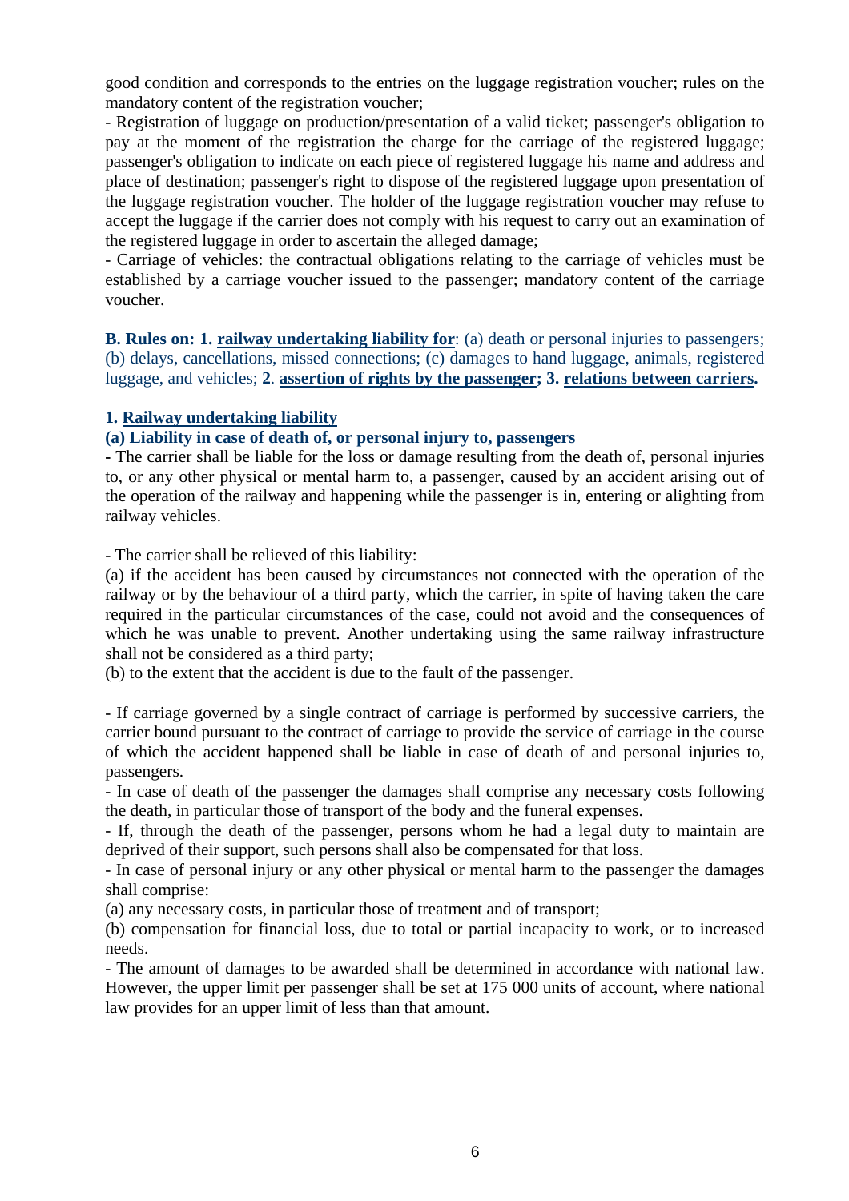good condition and corresponds to the entries on the luggage registration voucher; rules on the mandatory content of the registration voucher;

- Registration of luggage on production/presentation of a valid ticket; passenger's obligation to pay at the moment of the registration the charge for the carriage of the registered luggage; passenger's obligation to indicate on each piece of registered luggage his name and address and place of destination; passenger's right to dispose of the registered luggage upon presentation of the luggage registration voucher. The holder of the luggage registration voucher may refuse to accept the luggage if the carrier does not comply with his request to carry out an examination of the registered luggage in order to ascertain the alleged damage;
- Carriage of vehicles: the contractual obligations relating to the carriage of vehicles must be established by a carriage voucher issued to the passenger; mandatory content of the carriage voucher.

**B. Rules on: 1. railway undertaking liability for**: (a) death or personal injuries to passengers; (b) delays, cancellations, missed connections; (c) damages to hand luggage, animals, registered luggage, and vehicles; **2**. **assertion of rights by the passenger; 3. relations between carriers.**

**1. Railway undertaking liability**

**(a) Liability in case of death of, or personal injury to, passengers**

- The carrier shall be liable for the loss or damage resulting from the death of, personal injuries to, or any other physical or mental harm to, a passenger, caused by an accident arising out of the operation of the railway and happening while the passenger is in, entering or alighting from railway vehicles.

- The carrier shall be relieved of this liability:

(a) if the accident has been caused by circumstances not connected with the operation of the railway or by the behaviour of a third party, which the carrier, in spite of having taken the care required in the particular circumstances of the case, could not avoid and the consequences of which he was unable to prevent. Another undertaking using the same railway infrastructure shall not be considered as a third party;

(b) to the extent that the accident is due to the fault of the passenger.

- If carriage governed by a single contract of carriage is performed by successive carriers, the carrier bound pursuant to the contract of carriage to provide the service of carriage in the course of which the accident happened shall be liable in case of death of and personal injuries to, passengers.
- In case of death of the passenger the damages shall comprise any necessary costs following the death, in particular those of transport of the body and the funeral expenses.
- If, through the death of the passenger, persons whom he had a legal duty to maintain are deprived of their support, such persons shall also be compensated for that loss.
- In case of personal injury or any other physical or mental harm to the passenger the damages shall comprise:

(a) any necessary costs, in particular those of treatment and of transport;

(b) compensation for financial loss, due to total or partial incapacity to work, or to increased needs.

- The amount of damages to be awarded shall be determined in accordance with national law. However, the upper limit per passenger shall be set at 175 000 units of account, where national law provides for an upper limit of less than that amount.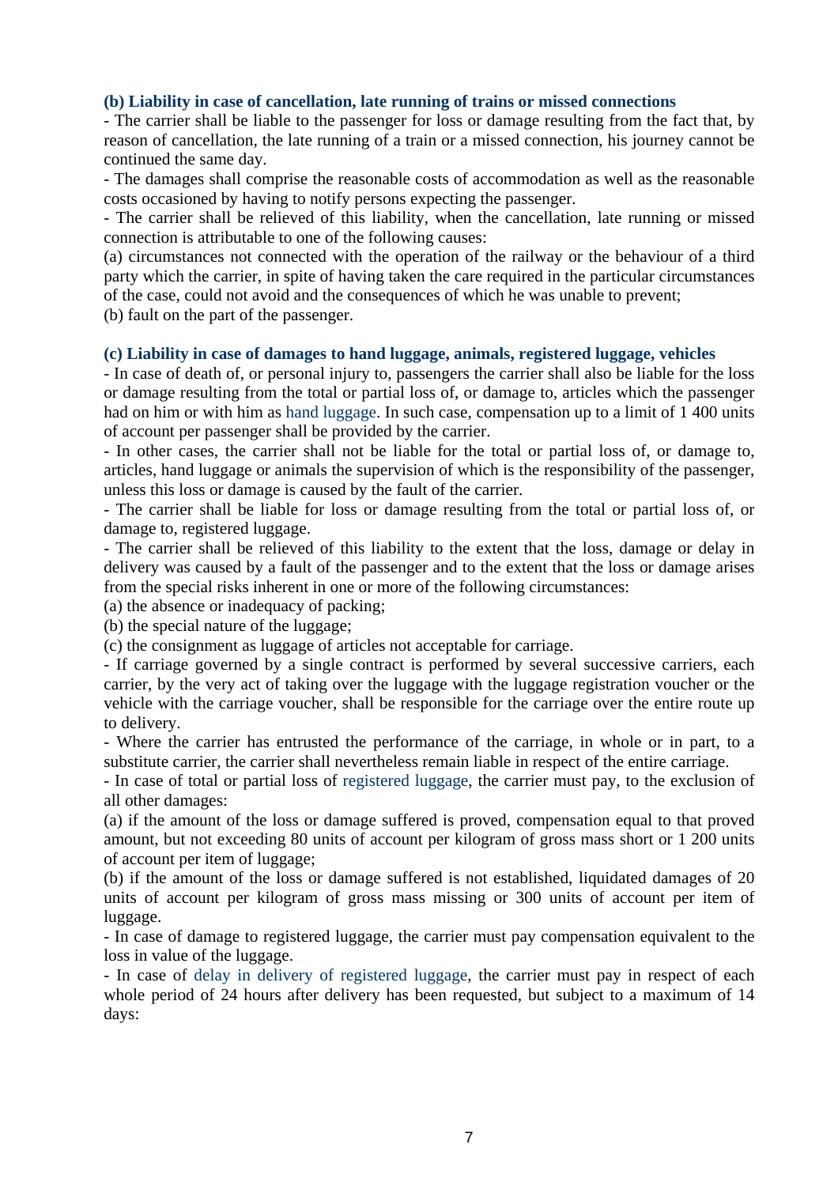### (b) Liability in case of cancellation, late running of trains or missed connections

- The carrier shall be liable to the passenger for loss or damage resulting from the fact that, by reason of cancellation, the late running of a train or a missed connection, his journey cannot be continued the same day.
- The damages shall comprise the reasonable costs of accommodation as well as the reasonable costs occasioned by having to notify persons expecting the passenger.
- The carrier shall be relieved of this liability, when the cancellation, late running or missed connection is attributable to one of the following causes:

(a) circumstances not connected with the operation of the railway or the behaviour of a third party which the carrier, in spite of having taken the care required in the particular circumstances of the case, could not avoid and the consequences of which he was unable to prevent;
(b) fault on the part of the passenger.

### (c) Liability in case of damages to hand luggage, animals, registered luggage, vehicles

- In case of death of, or personal injury to, passengers the carrier shall also be liable for the loss or damage resulting from the total or partial loss of, or damage to, articles which the passenger had on him or with him as hand luggage. In such case, compensation up to a limit of 1 400 units of account per passenger shall be provided by the carrier.
- In other cases, the carrier shall not be liable for the total or partial loss of, or damage to, articles, hand luggage or animals the supervision of which is the responsibility of the passenger, unless this loss or damage is caused by the fault of the carrier.
- The carrier shall be liable for loss or damage resulting from the total or partial loss of, or damage to, registered luggage.
- The carrier shall be relieved of this liability to the extent that the loss, damage or delay in delivery was caused by a fault of the passenger and to the extent that the loss or damage arises from the special risks inherent in one or more of the following circumstances:

(a) the absence or inadequacy of packing;
(b) the special nature of the luggage;
(c) the consignment as luggage of articles not acceptable for carriage.

- If carriage governed by a single contract is performed by several successive carriers, each carrier, by the very act of taking over the luggage with the luggage registration voucher or the vehicle with the carriage voucher, shall be responsible for the carriage over the entire route up to delivery.
- Where the carrier has entrusted the performance of the carriage, in whole or in part, to a substitute carrier, the carrier shall nevertheless remain liable in respect of the entire carriage.
- In case of total or partial loss of registered luggage, the carrier must pay, to the exclusion of all other damages:

(a) if the amount of the loss or damage suffered is proved, compensation equal to that proved amount, but not exceeding 80 units of account per kilogram of gross mass short or 1 200 units of account per item of luggage;
(b) if the amount of the loss or damage suffered is not established, liquidated damages of 20 units of account per kilogram of gross mass missing or 300 units of account per item of luggage.

- In case of damage to registered luggage, the carrier must pay compensation equivalent to the loss in value of the luggage.
- In case of delay in delivery of registered luggage, the carrier must pay in respect of each whole period of 24 hours after delivery has been requested, but subject to a maximum of 14 days: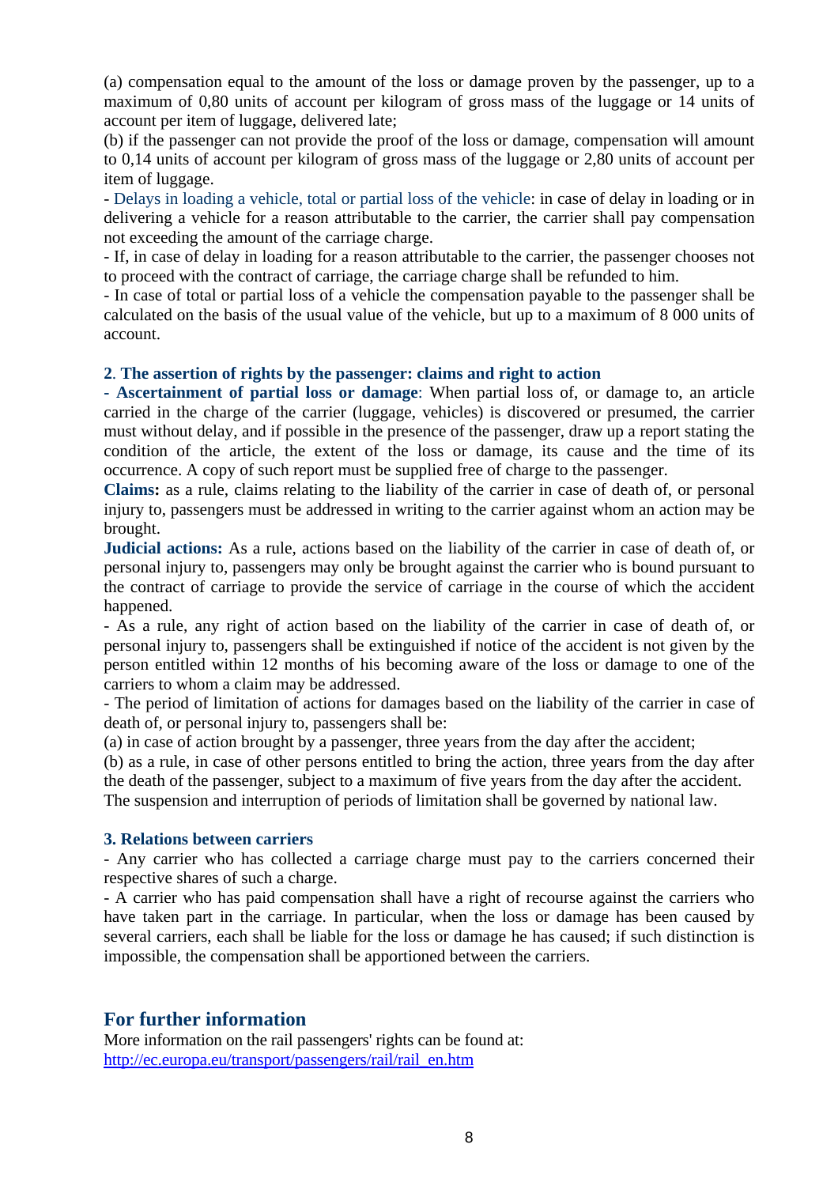(a) compensation equal to the amount of the loss or damage proven by the passenger, up to a maximum of 0,80 units of account per kilogram of gross mass of the luggage or 14 units of account per item of luggage, delivered late;

(b) if the passenger can not provide the proof of the loss or damage, compensation will amount to 0,14 units of account per kilogram of gross mass of the luggage or 2,80 units of account per item of luggage.

- Delays in loading a vehicle, total or partial loss of the vehicle: in case of delay in loading or in delivering a vehicle for a reason attributable to the carrier, the carrier shall pay compensation not exceeding the amount of the carriage charge.
- If, in case of delay in loading for a reason attributable to the carrier, the passenger chooses not to proceed with the contract of carriage, the carriage charge shall be refunded to him.
- In case of total or partial loss of a vehicle the compensation payable to the passenger shall be calculated on the basis of the usual value of the vehicle, but up to a maximum of 8 000 units of account.

### 2. The assertion of rights by the passenger: claims and right to action

- **Ascertainment of partial loss or damage**: When partial loss of, or damage to, an article carried in the charge of the carrier (luggage, vehicles) is discovered or presumed, the carrier must without delay, and if possible in the presence of the passenger, draw up a report stating the condition of the article, the extent of the loss or damage, its cause and the time of its occurrence. A copy of such report must be supplied free of charge to the passenger.

**Claims:** as a rule, claims relating to the liability of the carrier in case of death of, or personal injury to, passengers must be addressed in writing to the carrier against whom an action may be brought.

**Judicial actions:** As a rule, actions based on the liability of the carrier in case of death of, or personal injury to, passengers may only be brought against the carrier who is bound pursuant to the contract of carriage to provide the service of carriage in the course of which the accident happened.

- As a rule, any right of action based on the liability of the carrier in case of death of, or personal injury to, passengers shall be extinguished if notice of the accident is not given by the person entitled within 12 months of his becoming aware of the loss or damage to one of the carriers to whom a claim may be addressed.
- The period of limitation of actions for damages based on the liability of the carrier in case of death of, or personal injury to, passengers shall be:

(a) in case of action brought by a passenger, three years from the day after the accident;

(b) as a rule, in case of other persons entitled to bring the action, three years from the day after the death of the passenger, subject to a maximum of five years from the day after the accident.

The suspension and interruption of periods of limitation shall be governed by national law.

### 3. Relations between carriers

- Any carrier who has collected a carriage charge must pay to the carriers concerned their respective shares of such a charge.
- A carrier who has paid compensation shall have a right of recourse against the carriers who have taken part in the carriage. In particular, when the loss or damage has been caused by several carriers, each shall be liable for the loss or damage he has caused; if such distinction is impossible, the compensation shall be apportioned between the carriers.

## For further information

More information on the rail passengers' rights can be found at:
http://ec.europa.eu/transport/passengers/rail/rail_en.htm